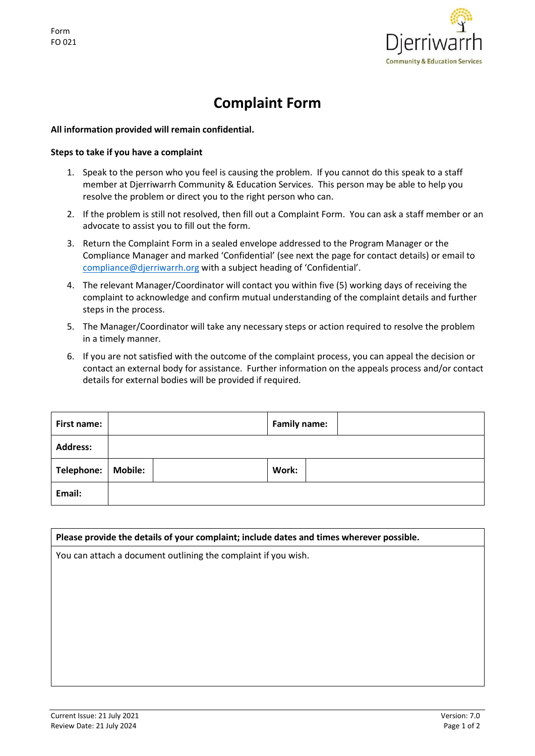Form
FO 021

Djerriwarrh
Community & Education Services

# Complaint Form

**All information provided will remain confidential.**

**Steps to take if you have a complaint**

1. Speak to the person who you feel is causing the problem. If you cannot do this speak to a staff member at Djerriwarrh Community & Education Services. This person may be able to help you resolve the problem or direct you to the right person who can.
2. If the problem is still not resolved, then fill out a Complaint Form. You can ask a staff member or an advocate to assist you to fill out the form.
3. Return the Complaint Form in a sealed envelope addressed to the Program Manager or the Compliance Manager and marked 'Confidential' (see next the page for contact details) or email to compliance@djerriwarrh.org with a subject heading of 'Confidential'.
4. The relevant Manager/Coordinator will contact you within five (5) working days of receiving the complaint to acknowledge and confirm mutual understanding of the complaint details and further steps in the process.
5. The Manager/Coordinator will take any necessary steps or action required to resolve the problem in a timely manner.
6. If you are not satisfied with the outcome of the complaint process, you can appeal the decision or contact an external body for assistance. Further information on the appeals process and/or contact details for external bodies will be provided if required.

| **First name:** | | | **Family name:** | |
|---|---|---|---|---|
| **Address:** | | | | |
| **Telephone:** | **Mobile:** | | **Work:** | |
| **Email:** | | | | |

| **Please provide the details of your complaint; include dates and times wherever possible.** |
|---|
| You can attach a document outlining the complaint if you wish. |

Current Issue: 21 July 2021
Review Date: 21 July 2024
Version: 7.0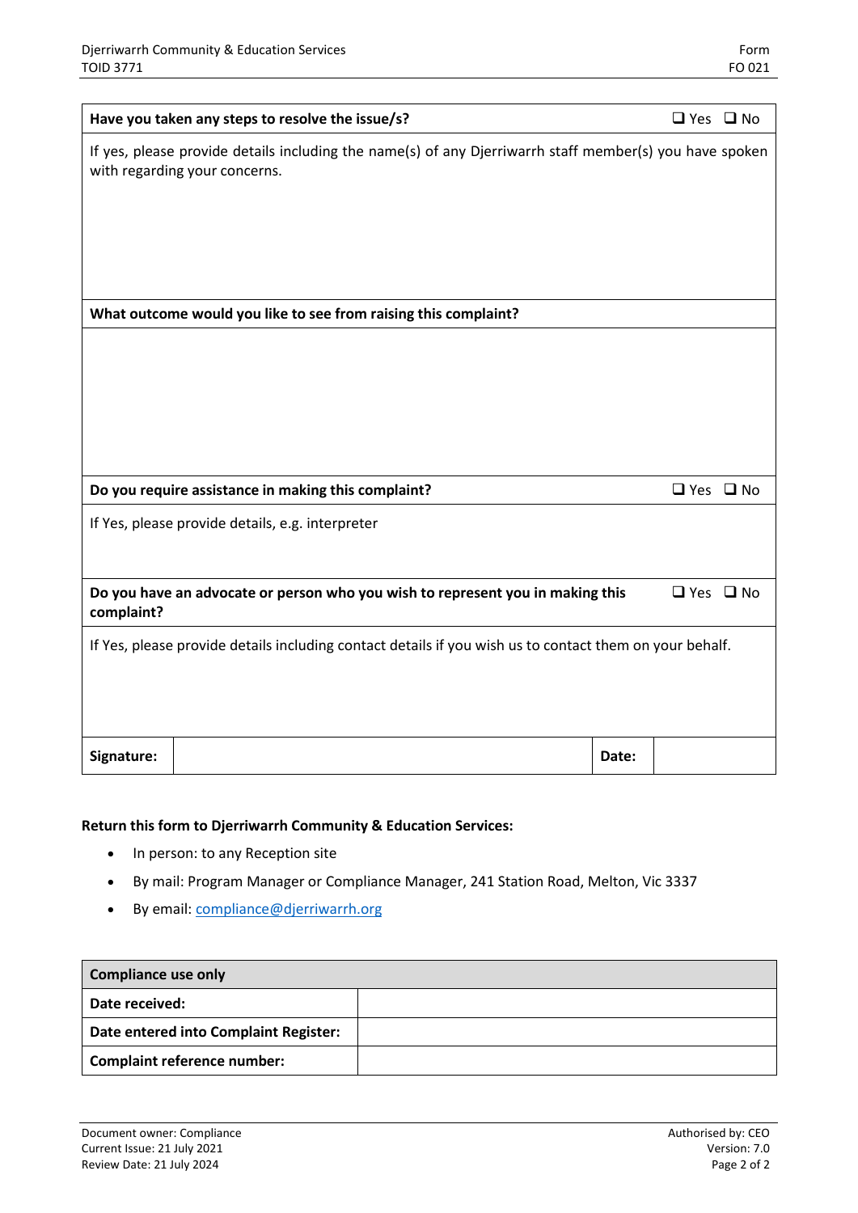| | |
|---|---|
| **Have you taken any steps to resolve the issue/s?** | ❑ Yes ❑ No |
| If yes, please provide details including the name(s) of any Djerriwarrh staff member(s) you have spoken with regarding your concerns. | |
| **What outcome would you like to see from raising this complaint?** | |
| | |
| **Do you require assistance in making this complaint?** | ❑ Yes ❑ No |
| If Yes, please provide details, e.g. interpreter | |
| **Do you have an advocate or person who you wish to represent you in making this complaint?** | ❑ Yes ❑ No |
| If Yes, please provide details including contact details if you wish us to contact them on your behalf. | |

| | | | |
|---|---|---|---|
| **Signature:** | | **Date:** | |

**Return this form to Djerriwarrh Community & Education Services:**

- In person: to any Reception site
- By mail: Program Manager or Compliance Manager, 241 Station Road, Melton, Vic 3337
- By email: compliance@djerriwarrh.org

| **Compliance use only** | |
|---|---|
| **Date received:** | |
| **Date entered into Complaint Register:** | |
| **Complaint reference number:** | |